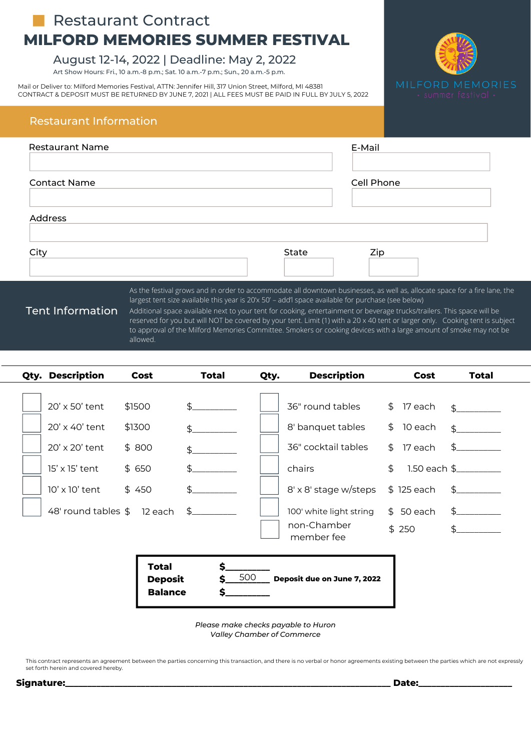# Restaurant Contract

# MILFORD MEMORIES SUMMER FESTIVAL

## August 12-14, 2022 | Deadline: May 2, 2022

Art Show Hours: Fri., 10 a.m.-8 p.m.; Sat. 10 a.m.-7 p.m.; Sun., 20 a.m.-5 p.m.

Mail or Deliver to: Milford Memories Festival, ATTN: Jennifer Hill, 317 Union Street, Milford, MI 48381
CONTRACT & DEPOSIT MUST BE RETURNED BY JUNE 7, 2021 | ALL FEES MUST BE PAID IN FULL BY JULY 5, 2022

MILFORD MEMORIES
· summer festival ·

## Restaurant Information

Restaurant Name ______________________

E-Mail ______________________

Contact Name ______________________

Cell Phone ______________________

Address ______________________

City ______________________ State ________ Zip ________

## Tent Information

As the festival grows and in order to accommodate all downtown businesses, as well as, allocate space for a fire lane, the largest tent size available this year is 20'x 50' – add'l space available for purchase (see below)

Additional space available next to your tent for cooking, entertainment or beverage trucks/trailers. This space will be reserved for you but will NOT be covered by your tent. Limit (1) with a 20 x 40 tent or larger only. Cooking tent is subject to approval of the Milford Memories Committee. Smokers or cooking devices with a large amount of smoke may not be allowed.

| Qty. | Description | Cost | Total | Qty. | Description | Cost | Total |
|---|---|---|---|---|---|---|---|
| | 20' x 50' tent | $1500 | $________ | | 36" round tables | $ 17 each | $________ |
| | 20' x 40' tent | $1300 | $________ | | 8' banquet tables | $ 10 each | $________ |
| | 20' x 20' tent | $ 800 | $________ | | 36" cocktail tables | $ 17 each | $________ |
| | 15' x 15' tent | $ 650 | $________ | | chairs | $ 1.50 each | $________ |
| | 10' x 10' tent | $ 450 | $________ | | 8' x 8' stage w/steps | $ 125 each | $________ |
| | 48' round tables | $ 12 each | $________ | | 100' white light string | $ 50 each | $________ |
| | | | | | non-Chamber member fee | $ 250 | $________ |

| | | |
|---|---|---|
| **Total** | **$**________ | |
| **Deposit** | **$** 500 | **Deposit due on June 7, 2022** |
| **Balance** | **$**________ | |

*Please make checks payable to Huron Valley Chamber of Commerce*

This contract represents an agreement between the parties concerning this transaction, and there is no verbal or honor agreements existing between the parties which are not expressly set forth herein and covered hereby.

**Signature:**______________________________ **Date:**____________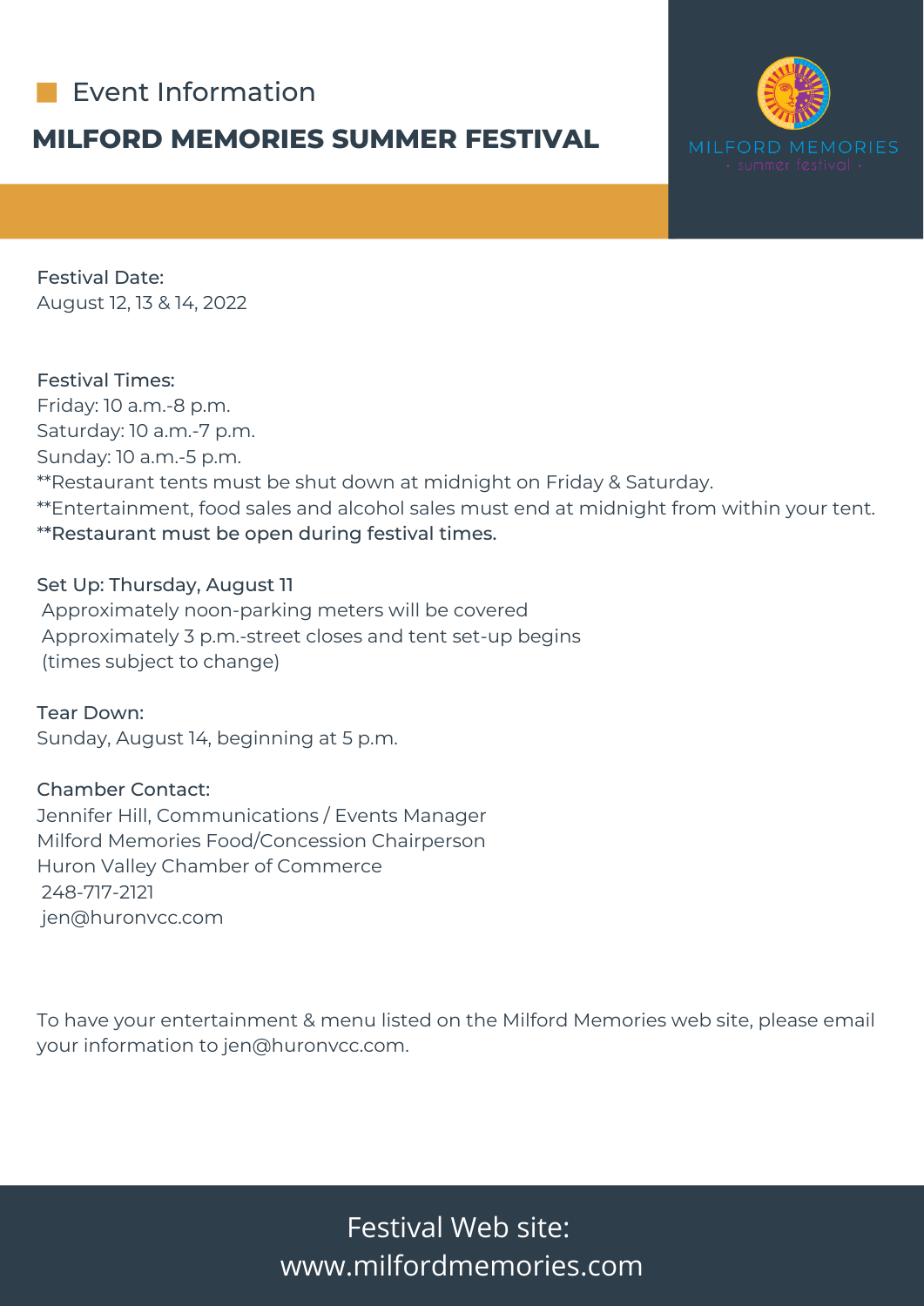## Event Information

# MILFORD MEMORIES SUMMER FESTIVAL

MILFORD MEMORIES
· summer festival ·

Festival Date:
August 12, 13 & 14, 2022

Festival Times:
Friday: 10 a.m.-8 p.m.
Saturday: 10 a.m.-7 p.m.
Sunday: 10 a.m.-5 p.m.
**Restaurant tents must be shut down at midnight on Friday & Saturday.
**Entertainment, food sales and alcohol sales must end at midnight from within your tent.
**Restaurant must be open during festival times.

Set Up: Thursday, August 11
Approximately noon-parking meters will be covered
Approximately 3 p.m.-street closes and tent set-up begins
(times subject to change)

Tear Down:
Sunday, August 14, beginning at 5 p.m.

Chamber Contact:
Jennifer Hill, Communications / Events Manager
Milford Memories Food/Concession Chairperson
Huron Valley Chamber of Commerce
248-717-2121
jen@huronvcc.com

To have your entertainment & menu listed on the Milford Memories web site, please email your information to jen@huronvcc.com.

Festival Web site:
www.milfordmemories.com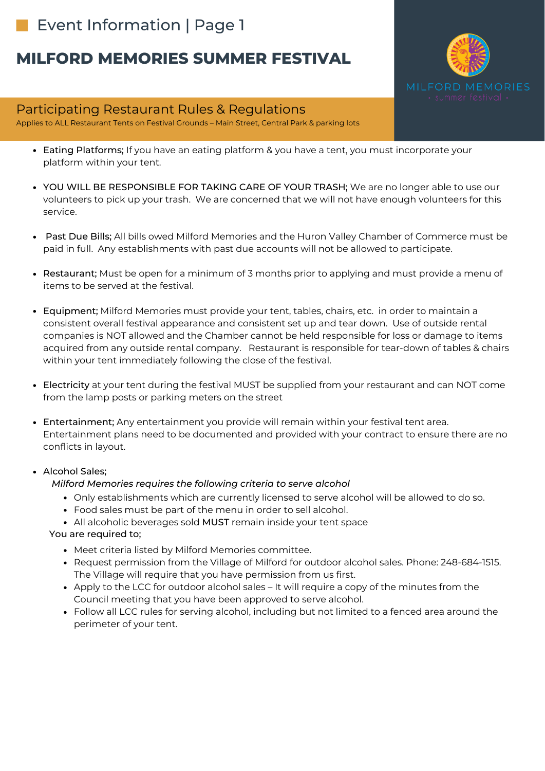# Event Information | Page 1

## MILFORD MEMORIES SUMMER FESTIVAL

MILFORD MEMORIES
· summer festival ·

### Participating Restaurant Rules & Regulations

Applies to ALL Restaurant Tents on Festival Grounds – Main Street, Central Park & parking lots

- Eating Platforms; If you have an eating platform & you have a tent, you must incorporate your platform within your tent.
- YOU WILL BE RESPONSIBLE FOR TAKING CARE OF YOUR TRASH; We are no longer able to use our volunteers to pick up your trash. We are concerned that we will not have enough volunteers for this service.
- Past Due Bills; All bills owed Milford Memories and the Huron Valley Chamber of Commerce must be paid in full. Any establishments with past due accounts will not be allowed to participate.
- Restaurant; Must be open for a minimum of 3 months prior to applying and must provide a menu of items to be served at the festival.
- Equipment; Milford Memories must provide your tent, tables, chairs, etc. in order to maintain a consistent overall festival appearance and consistent set up and tear down. Use of outside rental companies is NOT allowed and the Chamber cannot be held responsible for loss or damage to items acquired from any outside rental company. Restaurant is responsible for tear-down of tables & chairs within your tent immediately following the close of the festival.
- Electricity at your tent during the festival MUST be supplied from your restaurant and can NOT come from the lamp posts or parking meters on the street
- Entertainment; Any entertainment you provide will remain within your festival tent area. Entertainment plans need to be documented and provided with your contract to ensure there are no conflicts in layout.
- Alcohol Sales;

  *Milford Memories requires the following criteria to serve alcohol*
  - Only establishments which are currently licensed to serve alcohol will be allowed to do so.
  - Food sales must be part of the menu in order to sell alcohol.
  - All alcoholic beverages sold MUST remain inside your tent space

  You are required to;
  - Meet criteria listed by Milford Memories committee.
  - Request permission from the Village of Milford for outdoor alcohol sales. Phone: 248-684-1515. The Village will require that you have permission from us first.
  - Apply to the LCC for outdoor alcohol sales – It will require a copy of the minutes from the Council meeting that you have been approved to serve alcohol.
  - Follow all LCC rules for serving alcohol, including but not limited to a fenced area around the perimeter of your tent.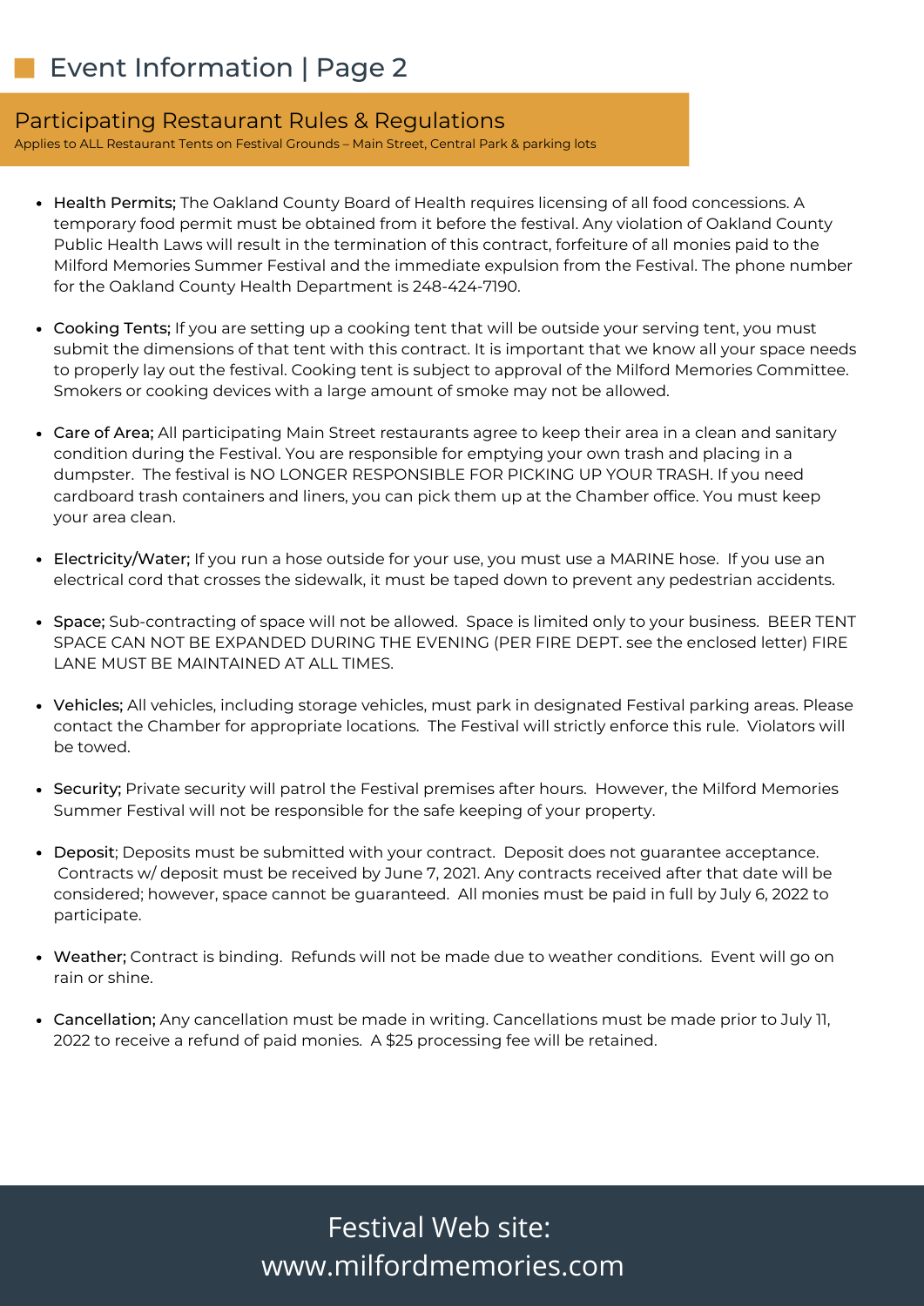# Event Information | Page 2

## Participating Restaurant Rules & Regulations

Applies to ALL Restaurant Tents on Festival Grounds – Main Street, Central Park & parking lots

- Health Permits; The Oakland County Board of Health requires licensing of all food concessions. A temporary food permit must be obtained from it before the festival. Any violation of Oakland County Public Health Laws will result in the termination of this contract, forfeiture of all monies paid to the Milford Memories Summer Festival and the immediate expulsion from the Festival. The phone number for the Oakland County Health Department is 248-424-7190.

- Cooking Tents; If you are setting up a cooking tent that will be outside your serving tent, you must submit the dimensions of that tent with this contract. It is important that we know all your space needs to properly lay out the festival. Cooking tent is subject to approval of the Milford Memories Committee. Smokers or cooking devices with a large amount of smoke may not be allowed.

- Care of Area; All participating Main Street restaurants agree to keep their area in a clean and sanitary condition during the Festival. You are responsible for emptying your own trash and placing in a dumpster. The festival is NO LONGER RESPONSIBLE FOR PICKING UP YOUR TRASH. If you need cardboard trash containers and liners, you can pick them up at the Chamber office. You must keep your area clean.

- Electricity/Water; If you run a hose outside for your use, you must use a MARINE hose. If you use an electrical cord that crosses the sidewalk, it must be taped down to prevent any pedestrian accidents.

- Space; Sub-contracting of space will not be allowed. Space is limited only to your business. BEER TENT SPACE CAN NOT BE EXPANDED DURING THE EVENING (PER FIRE DEPT. see the enclosed letter) FIRE LANE MUST BE MAINTAINED AT ALL TIMES.

- Vehicles; All vehicles, including storage vehicles, must park in designated Festival parking areas. Please contact the Chamber for appropriate locations. The Festival will strictly enforce this rule. Violators will be towed.

- Security; Private security will patrol the Festival premises after hours. However, the Milford Memories Summer Festival will not be responsible for the safe keeping of your property.

- Deposit; Deposits must be submitted with your contract. Deposit does not guarantee acceptance. Contracts w/ deposit must be received by June 7, 2021. Any contracts received after that date will be considered; however, space cannot be guaranteed. All monies must be paid in full by July 6, 2022 to participate.

- Weather; Contract is binding. Refunds will not be made due to weather conditions. Event will go on rain or shine.

- Cancellation; Any cancellation must be made in writing. Cancellations must be made prior to July 11, 2022 to receive a refund of paid monies. A $25 processing fee will be retained.

Festival Web site:
www.milfordmemories.com